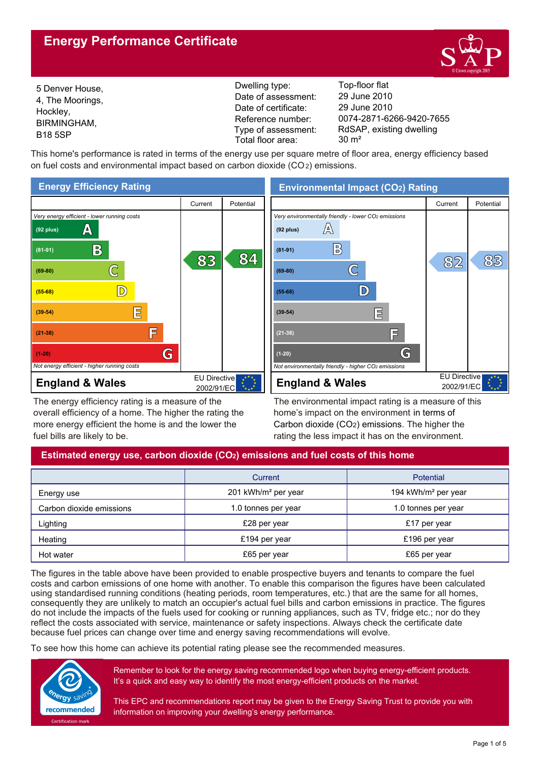# Energy Performance Certificate

5 Denver House,
4, The Moorings,
Hockley,
BIRMINGHAM,
B18 5SP

| | |
|---|---|
| Dwelling type: | Top-floor flat |
| Date of assessment: | 29 June 2010 |
| Date of certificate: | 29 June 2010 |
| Reference number: | 0074-2871-6266-9420-7655 |
| Type of assessment: | RdSAP, existing dwelling |
| Total floor area: | 30 m² |

This home's performance is rated in terms of the energy use per square metre of floor area, energy efficiency based on fuel costs and environmental impact based on carbon dioxide ($CO_2$) emissions.

## Energy Efficiency Rating

| | Current | Potential |
|---|---|---|
| *Very energy efficient - lower running costs* | | |
| (92 plus) A | | |
| (81-91) B | 83 | 84 |
| (69-80) C | | |
| (55-68) D | | |
| (39-54) E | | |
| (21-38) F | | |
| (1-20) G | | |
| *Not energy efficient - higher running costs* | | |
| **England & Wales** | EU Directive 2002/91/EC | |

The energy efficiency rating is a measure of the overall efficiency of a home. The higher the rating the more energy efficient the home is and the lower the fuel bills are likely to be.

## Environmental Impact ($CO_2$) Rating

| | Current | Potential |
|---|---|---|
| *Very environmentally friendly - lower $CO_2$ emissions* | | |
| (92 plus) A | | |
| (81-91) B | 82 | 83 |
| (69-80) C | | |
| (55-68) D | | |
| (39-54) E | | |
| (21-38) F | | |
| (1-20) G | | |
| *Not environmentally friendly - higher $CO_2$ emissions* | | |
| **England & Wales** | EU Directive 2002/91/EC | |

The environmental impact rating is a measure of this home's impact on the environment in terms of Carbon dioxide ($CO_2$) emissions. The higher the rating the less impact it has on the environment.

## Estimated energy use, carbon dioxide ($CO_2$) emissions and fuel costs of this home

| | Current | Potential |
|---|---|---|
| Energy use | 201 kWh/m² per year | 194 kWh/m² per year |
| Carbon dioxide emissions | 1.0 tonnes per year | 1.0 tonnes per year |
| Lighting | £28 per year | £17 per year |
| Heating | £194 per year | £196 per year |
| Hot water | £65 per year | £65 per year |

The figures in the table above have been provided to enable prospective buyers and tenants to compare the fuel costs and carbon emissions of one home with another. To enable this comparison the figures have been calculated using standardised running conditions (heating periods, room temperatures, etc.) that are the same for all homes, consequently they are unlikely to match an occupier's actual fuel bills and carbon emissions in practice. The figures do not include the impacts of the fuels used for cooking or running appliances, such as TV, fridge etc.; nor do they reflect the costs associated with service, maintenance or safety inspections. Always check the certificate date because fuel prices can change over time and energy saving recommendations will evolve.

To see how this home can achieve its potential rating please see the recommended measures.

energy saving recommended — Certification mark

Remember to look for the energy saving recommended logo when buying energy-efficient products. It's a quick and easy way to identify the most energy-efficient products on the market.

This EPC and recommendations report may be given to the Energy Saving Trust to provide you with information on improving your dwelling's energy performance.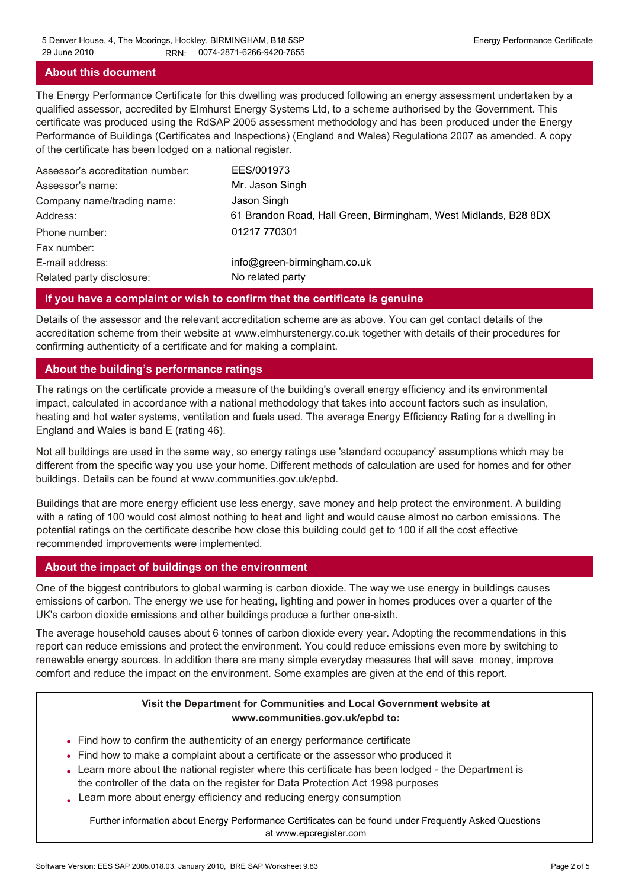## About this document

The Energy Performance Certificate for this dwelling was produced following an energy assessment undertaken by a qualified assessor, accredited by Elmhurst Energy Systems Ltd, to a scheme authorised by the Government. This certificate was produced using the RdSAP 2005 assessment methodology and has been produced under the Energy Performance of Buildings (Certificates and Inspections) (England and Wales) Regulations 2007 as amended. A copy of the certificate has been lodged on a national register.

| | |
|---|---|
| Assessor's accreditation number: | EES/001973 |
| Assessor's name: | Mr. Jason Singh |
| Company name/trading name: | Jason Singh |
| Address: | 61 Brandon Road, Hall Green, Birmingham, West Midlands, B28 8DX |
| Phone number: | 01217 770301 |
| Fax number: | |
| E-mail address: | info@green-birmingham.co.uk |
| Related party disclosure: | No related party |

## If you have a complaint or wish to confirm that the certificate is genuine

Details of the assessor and the relevant accreditation scheme are as above. You can get contact details of the accreditation scheme from their website at www.elmhurstenergy.co.uk together with details of their procedures for confirming authenticity of a certificate and for making a complaint.

## About the building's performance ratings

The ratings on the certificate provide a measure of the building's overall energy efficiency and its environmental impact, calculated in accordance with a national methodology that takes into account factors such as insulation, heating and hot water systems, ventilation and fuels used. The average Energy Efficiency Rating for a dwelling in England and Wales is band E (rating 46).

Not all buildings are used in the same way, so energy ratings use 'standard occupancy' assumptions which may be different from the specific way you use your home. Different methods of calculation are used for homes and for other buildings. Details can be found at www.communities.gov.uk/epbd.

Buildings that are more energy efficient use less energy, save money and help protect the environment. A building with a rating of 100 would cost almost nothing to heat and light and would cause almost no carbon emissions. The potential ratings on the certificate describe how close this building could get to 100 if all the cost effective recommended improvements were implemented.

## About the impact of buildings on the environment

One of the biggest contributors to global warming is carbon dioxide. The way we use energy in buildings causes emissions of carbon. The energy we use for heating, lighting and power in homes produces over a quarter of the UK's carbon dioxide emissions and other buildings produce a further one-sixth.

The average household causes about 6 tonnes of carbon dioxide every year. Adopting the recommendations in this report can reduce emissions and protect the environment. You could reduce emissions even more by switching to renewable energy sources. In addition there are many simple everyday measures that will save money, improve comfort and reduce the impact on the environment. Some examples are given at the end of this report.

**Visit the Department for Communities and Local Government website at www.communities.gov.uk/epbd to:**

- Find how to confirm the authenticity of an energy performance certificate
- Find how to make a complaint about a certificate or the assessor who produced it
- Learn more about the national register where this certificate has been lodged - the Department is the controller of the data on the register for Data Protection Act 1998 purposes
- Learn more about energy efficiency and reducing energy consumption

Further information about Energy Performance Certificates can be found under Frequently Asked Questions at www.epcregister.com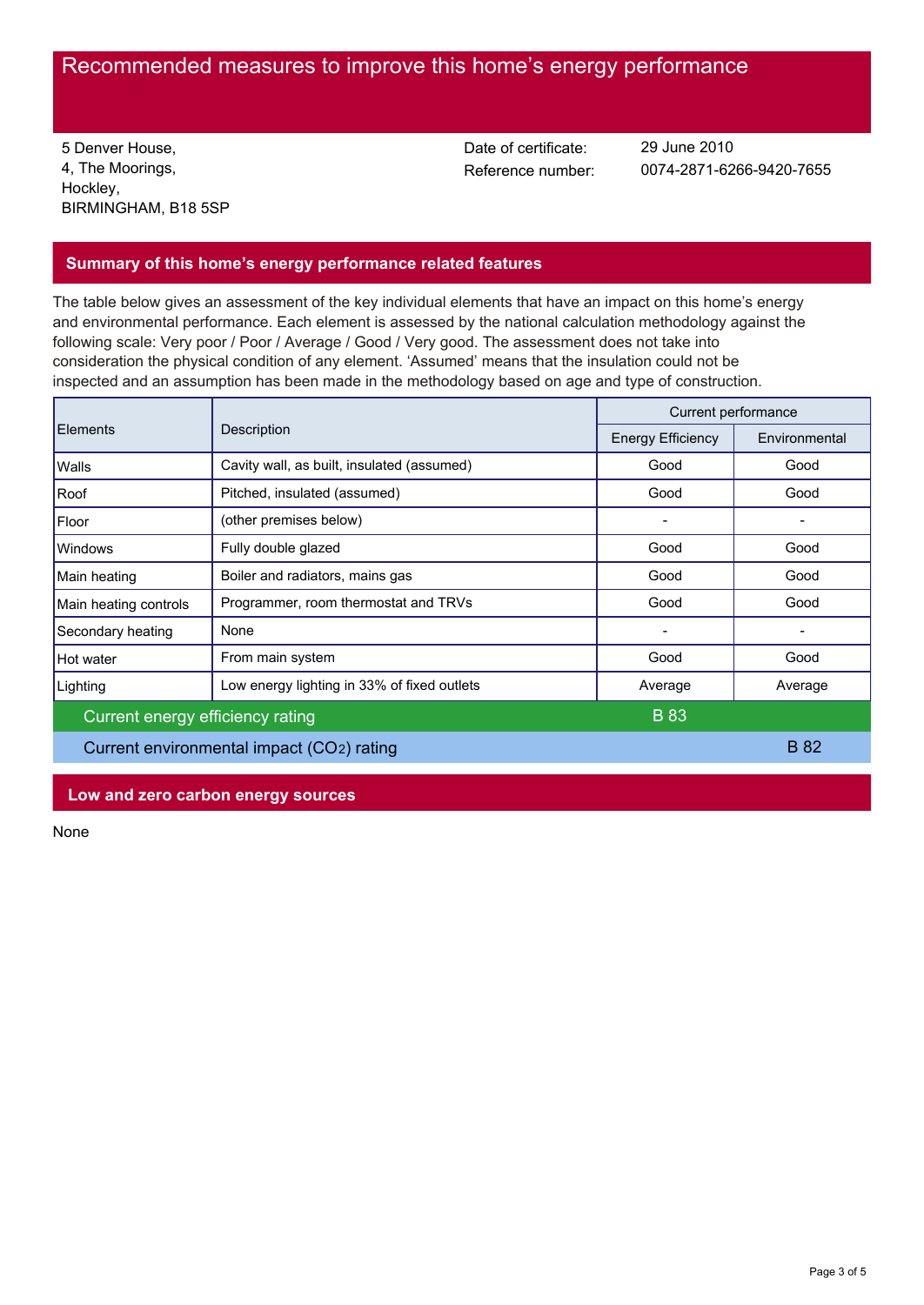# Recommended measures to improve this home's energy performance

5 Denver House,
4, The Moorings,
Hockley,
BIRMINGHAM, B18 5SP

Date of certificate: 29 June 2010
Reference number: 0074-2871-6266-9420-7655

## Summary of this home's energy performance related features

The table below gives an assessment of the key individual elements that have an impact on this home's energy and environmental performance. Each element is assessed by the national calculation methodology against the following scale: Very poor / Poor / Average / Good / Very good. The assessment does not take into consideration the physical condition of any element. 'Assumed' means that the insulation could not be inspected and an assumption has been made in the methodology based on age and type of construction.

| Elements | Description | Current performance | |
|---|---|---|---|
| | | Energy Efficiency | Environmental |
| Walls | Cavity wall, as built, insulated (assumed) | Good | Good |
| Roof | Pitched, insulated (assumed) | Good | Good |
| Floor | (other premises below) | - | - |
| Windows | Fully double glazed | Good | Good |
| Main heating | Boiler and radiators, mains gas | Good | Good |
| Main heating controls | Programmer, room thermostat and TRVs | Good | Good |
| Secondary heating | None | - | - |
| Hot water | From main system | Good | Good |
| Lighting | Low energy lighting in 33% of fixed outlets | Average | Average |
| Current energy efficiency rating | | B 83 | |
| Current environmental impact ($CO_2$) rating | | | B 82 |

## Low and zero carbon energy sources

None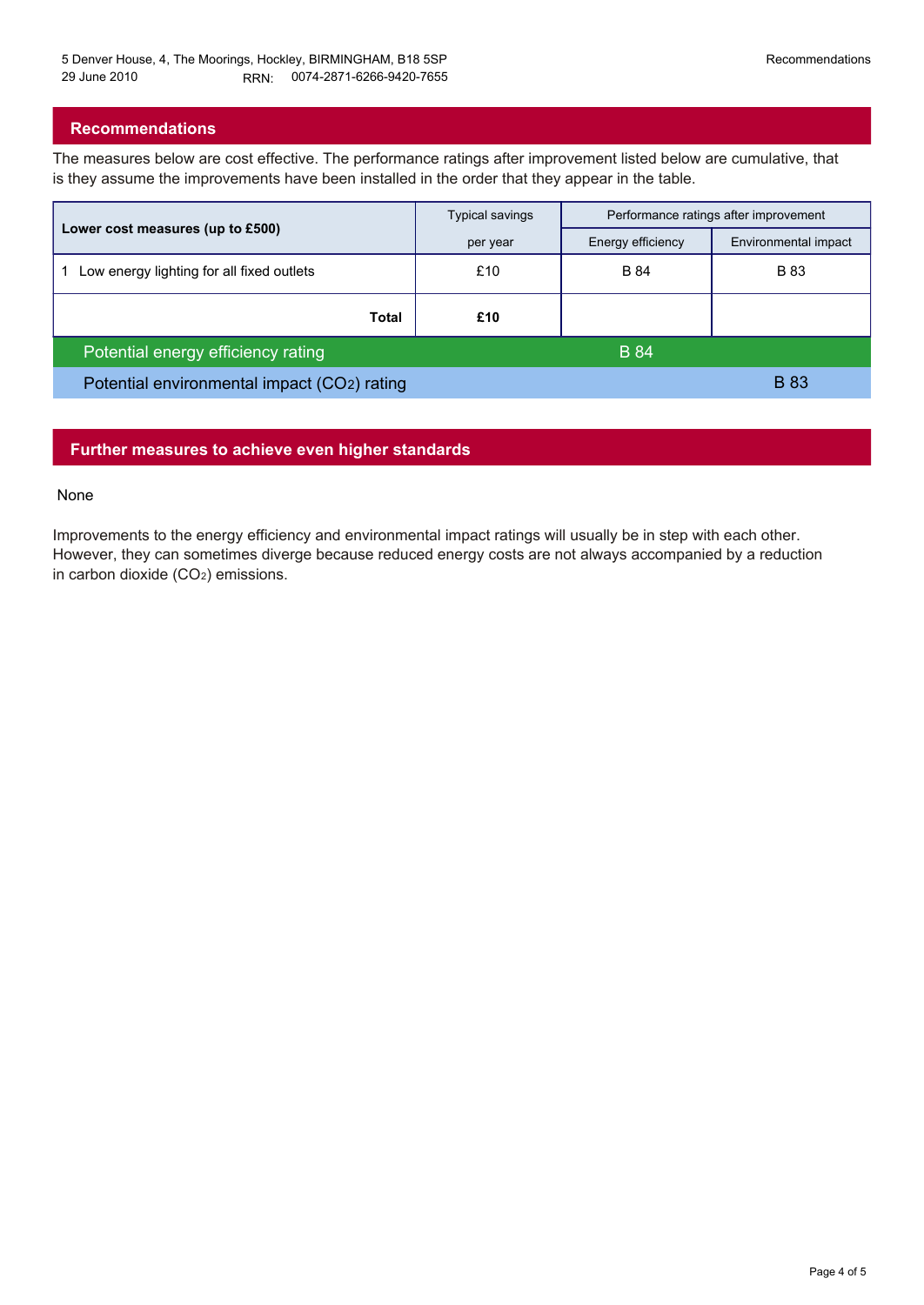## Recommendations

The measures below are cost effective. The performance ratings after improvement listed below are cumulative, that is they assume the improvements have been installed in the order that they appear in the table.

| Lower cost measures (up to £500) | Typical savings per year | Performance ratings after improvement | |
|---|---|---|---|
| | | Energy efficiency | Environmental impact |
| 1 Low energy lighting for all fixed outlets | £10 | B 84 | B 83 |
| **Total** | **£10** | | |
| Potential energy efficiency rating | | B 84 | |
| Potential environmental impact ($CO_2$) rating | | | B 83 |

## Further measures to achieve even higher standards

None

Improvements to the energy efficiency and environmental impact ratings will usually be in step with each other. However, they can sometimes diverge because reduced energy costs are not always accompanied by a reduction in carbon dioxide ($CO_2$) emissions.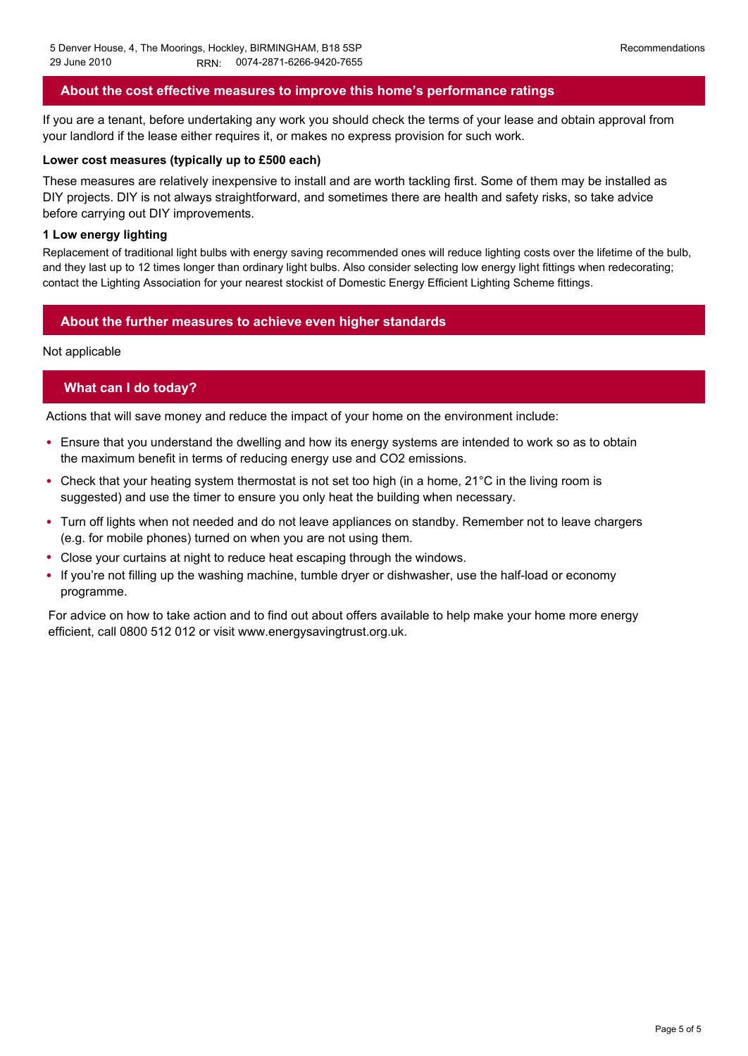## About the cost effective measures to improve this home's performance ratings

If you are a tenant, before undertaking any work you should check the terms of your lease and obtain approval from your landlord if the lease either requires it, or makes no express provision for such work.

**Lower cost measures (typically up to £500 each)**

These measures are relatively inexpensive to install and are worth tackling first. Some of them may be installed as DIY projects. DIY is not always straightforward, and sometimes there are health and safety risks, so take advice before carrying out DIY improvements.

**1 Low energy lighting**

Replacement of traditional light bulbs with energy saving recommended ones will reduce lighting costs over the lifetime of the bulb, and they last up to 12 times longer than ordinary light bulbs. Also consider selecting low energy light fittings when redecorating; contact the Lighting Association for your nearest stockist of Domestic Energy Efficient Lighting Scheme fittings.

## About the further measures to achieve even higher standards

Not applicable

## What can I do today?

Actions that will save money and reduce the impact of your home on the environment include:

- Ensure that you understand the dwelling and how its energy systems are intended to work so as to obtain the maximum benefit in terms of reducing energy use and $CO_2$ emissions.
- Check that your heating system thermostat is not set too high (in a home, 21°C in the living room is suggested) and use the timer to ensure you only heat the building when necessary.
- Turn off lights when not needed and do not leave appliances on standby. Remember not to leave chargers (e.g. for mobile phones) turned on when you are not using them.
- Close your curtains at night to reduce heat escaping through the windows.
- If you're not filling up the washing machine, tumble dryer or dishwasher, use the half-load or economy programme.

For advice on how to take action and to find out about offers available to help make your home more energy efficient, call 0800 512 012 or visit www.energysavingtrust.org.uk.